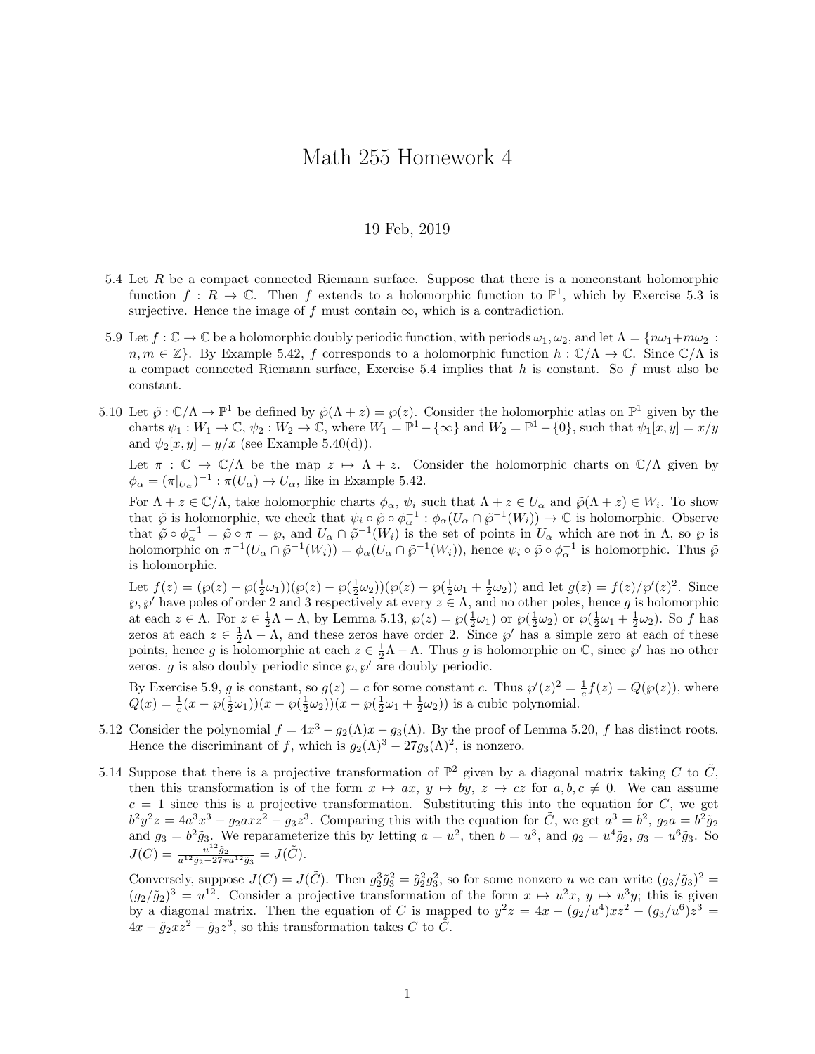# Math 255 Homework 4

19 Feb, 2019

5.4 Let $R$ be a compact connected Riemann surface. Suppose that there is a nonconstant holomorphic function $f : R \to \mathbb{C}$. Then $f$ extends to a holomorphic function to $\mathbb{P}^1$, which by Exercise 5.3 is surjective. Hence the image of $f$ must contain $\infty$, which is a contradiction.

5.9 Let $f : \mathbb{C} \to \mathbb{C}$ be a holomorphic doubly periodic function, with periods $\omega_1, \omega_2$, and let $\Lambda = \{n\omega_1 + m\omega_2 : n, m \in \mathbb{Z}\}$. By Example 5.42, $f$ corresponds to a holomorphic function $h : \mathbb{C}/\Lambda \to \mathbb{C}$. Since $\mathbb{C}/\Lambda$ is a compact connected Riemann surface, Exercise 5.4 implies that $h$ is constant. So $f$ must also be constant.

5.10 Let $\tilde{\wp} : \mathbb{C}/\Lambda \to \mathbb{P}^1$ be defined by $\tilde{\wp}(\Lambda + z) = \wp(z)$. Consider the holomorphic atlas on $\mathbb{P}^1$ given by the charts $\psi_1 : W_1 \to \mathbb{C}$, $\psi_2 : W_2 \to \mathbb{C}$, where $W_1 = \mathbb{P}^1 - \{\infty\}$ and $W_2 = \mathbb{P}^1 - \{0\}$, such that $\psi_1[x, y] = x/y$ and $\psi_2[x, y] = y/x$ (see Example 5.40(d)).

Let $\pi : \mathbb{C} \to \mathbb{C}/\Lambda$ be the map $z \mapsto \Lambda + z$. Consider the holomorphic charts on $\mathbb{C}/\Lambda$ given by $\phi_\alpha = (\pi|_{U_\alpha})^{-1} : \pi(U_\alpha) \to U_\alpha$, like in Example 5.42.

For $\Lambda + z \in \mathbb{C}/\Lambda$, take holomorphic charts $\phi_\alpha$, $\psi_i$ such that $\Lambda + z \in U_\alpha$ and $\tilde{\wp}(\Lambda + z) \in W_i$. To show that $\tilde{\wp}$ is holomorphic, we check that $\psi_i \circ \tilde{\wp} \circ \phi_\alpha^{-1} : \phi_\alpha(U_\alpha \cap \tilde{\wp}^{-1}(W_i)) \to \mathbb{C}$ is holomorphic. Observe that $\tilde{\wp} \circ \phi_\alpha^{-1} = \tilde{\wp} \circ \pi = \wp$, and $U_\alpha \cap \tilde{\wp}^{-1}(W_i)$ is the set of points in $U_\alpha$ which are not in $\Lambda$, so $\wp$ is holomorphic on $\pi^{-1}(U_\alpha \cap \tilde{\wp}^{-1}(W_i)) = \phi_\alpha(U_\alpha \cap \tilde{\wp}^{-1}(W_i))$, hence $\psi_i \circ \tilde{\wp} \circ \phi_\alpha^{-1}$ is holomorphic. Thus $\tilde{\wp}$ is holomorphic.

Let $f(z) = (\wp(z) - \wp(\frac{1}{2}\omega_1))(\wp(z) - \wp(\frac{1}{2}\omega_2))(\wp(z) - \wp(\frac{1}{2}\omega_1 + \frac{1}{2}\omega_2))$ and let $g(z) = f(z)/\wp'(z)^2$. Since $\wp, \wp'$ have poles of order 2 and 3 respectively at every $z \in \Lambda$, and no other poles, hence $g$ is holomorphic at each $z \in \Lambda$. For $z \in \frac{1}{2}\Lambda - \Lambda$, by Lemma 5.13, $\wp(z) = \wp(\frac{1}{2}\omega_1)$ or $\wp(\frac{1}{2}\omega_2)$ or $\wp(\frac{1}{2}\omega_1 + \frac{1}{2}\omega_2)$. So $f$ has zeros at each $z \in \frac{1}{2}\Lambda - \Lambda$, and these zeros have order 2. Since $\wp'$ has a simple zero at each of these points, hence $g$ is holomorphic at each $z \in \frac{1}{2}\Lambda - \Lambda$. Thus $g$ is holomorphic on $\mathbb{C}$, since $\wp'$ has no other zeros. $g$ is also doubly periodic since $\wp, \wp'$ are doubly periodic.

By Exercise 5.9, $g$ is constant, so $g(z) = c$ for some constant $c$. Thus $\wp'(z)^2 = \frac{1}{c}f(z) = Q(\wp(z))$, where $Q(x) = \frac{1}{c}(x - \wp(\frac{1}{2}\omega_1))(x - \wp(\frac{1}{2}\omega_2))(x - \wp(\frac{1}{2}\omega_1 + \frac{1}{2}\omega_2))$ is a cubic polynomial.

5.12 Consider the polynomial $f = 4x^3 - g_2(\Lambda)x - g_3(\Lambda)$. By the proof of Lemma 5.20, $f$ has distinct roots. Hence the discriminant of $f$, which is $g_2(\Lambda)^3 - 27g_3(\Lambda)^2$, is nonzero.

5.14 Suppose that there is a projective transformation of $\mathbb{P}^2$ given by a diagonal matrix taking $C$ to $\tilde{C}$, then this transformation is of the form $x \mapsto ax$, $y \mapsto by$, $z \mapsto cz$ for $a, b, c \neq 0$. We can assume $c = 1$ since this is a projective transformation. Substituting this into the equation for $C$, we get $b^2y^2z = 4a^3x^3 - g_2axz^2 - g_3z^3$. Comparing this with the equation for $\tilde{C}$, we get $a^3 = b^2$, $g_2a = b^2\tilde{g}_2$ and $g_3 = b^2\tilde{g}_3$. We reparameterize this by letting $a = u^2$, then $b = u^3$, and $g_2 = u^4\tilde{g}_2$, $g_3 = u^6\tilde{g}_3$. So $J(C) = \frac{u^{12}\tilde{g}_2}{u^{12}\tilde{g}_2 - 27 * u^{12}\tilde{g}_3} = J(\tilde{C})$.

Conversely, suppose $J(C) = J(\tilde{C})$. Then $g_2^3\tilde{g}_3^2 = \tilde{g}_2^2 g_3^2$, so for some nonzero $u$ we can write $(g_3/\tilde{g}_3)^2 = (g_2/\tilde{g}_2)^3 = u^{12}$. Consider a projective transformation of the form $x \mapsto u^2x$, $y \mapsto u^3y$; this is given by a diagonal matrix. Then the equation of $C$ is mapped to $y^2z = 4x - (g_2/u^4)xz^2 - (g_3/u^6)z^3 = 4x - \tilde{g}_2xz^2 - \tilde{g}_3z^3$, so this transformation takes $C$ to $\tilde{C}$.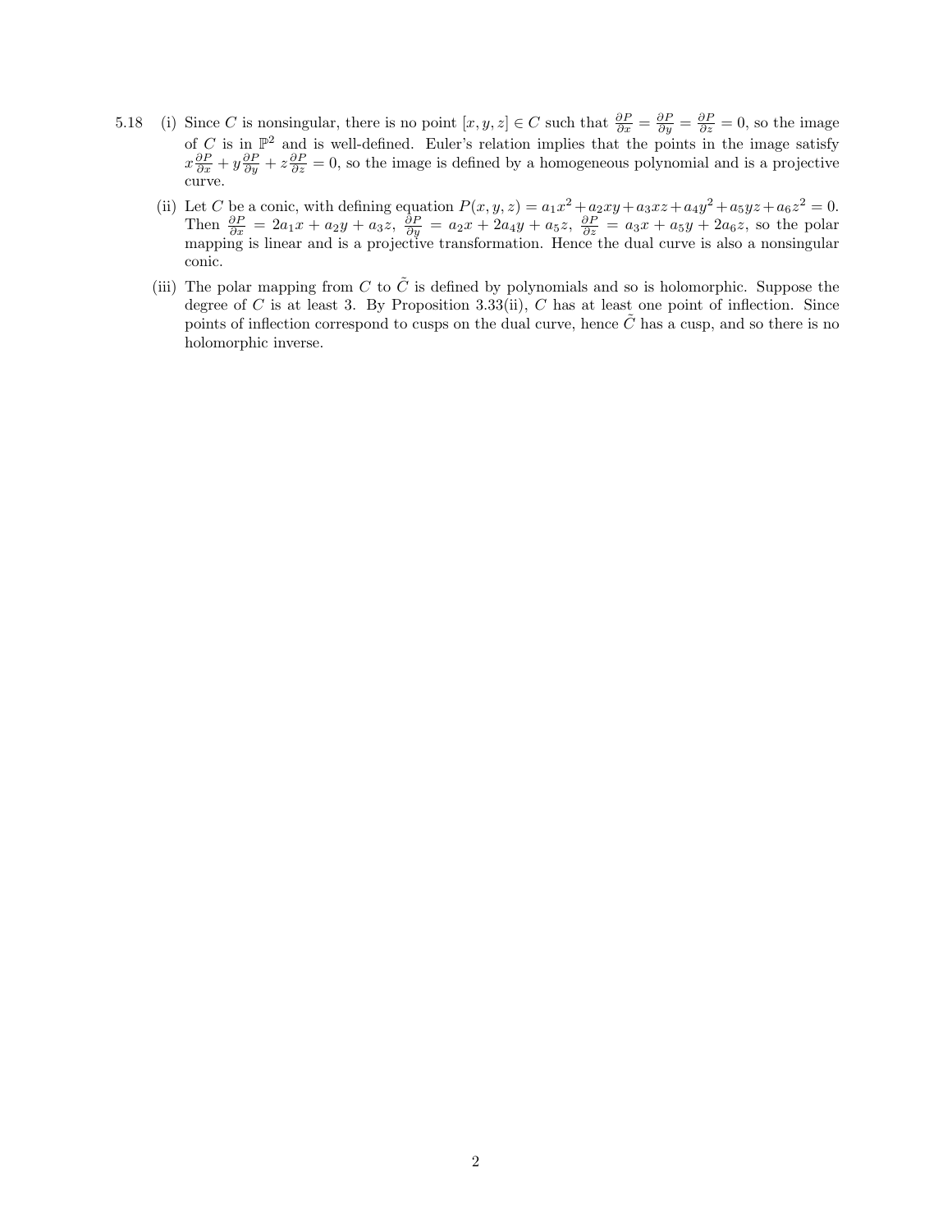5.18 (i) Since $C$ is nonsingular, there is no point $[x, y, z] \in C$ such that $\frac{\partial P}{\partial x} = \frac{\partial P}{\partial y} = \frac{\partial P}{\partial z} = 0$, so the image of $C$ is in $\mathbb{P}^2$ and is well-defined. Euler's relation implies that the points in the image satisfy $x\frac{\partial P}{\partial x} + y\frac{\partial P}{\partial y} + z\frac{\partial P}{\partial z} = 0$, so the image is defined by a homogeneous polynomial and is a projective curve.

(ii) Let $C$ be a conic, with defining equation $P(x, y, z) = a_1x^2 + a_2xy + a_3xz + a_4y^2 + a_5yz + a_6z^2 = 0$. Then $\frac{\partial P}{\partial x} = 2a_1x + a_2y + a_3z$, $\frac{\partial P}{\partial y} = a_2x + 2a_4y + a_5z$, $\frac{\partial P}{\partial z} = a_3x + a_5y + 2a_6z$, so the polar mapping is linear and is a projective transformation. Hence the dual curve is also a nonsingular conic.

(iii) The polar mapping from $C$ to $\tilde{C}$ is defined by polynomials and so is holomorphic. Suppose the degree of $C$ is at least 3. By Proposition 3.33(ii), $C$ has at least one point of inflection. Since points of inflection correspond to cusps on the dual curve, hence $\tilde{C}$ has a cusp, and so there is no holomorphic inverse.